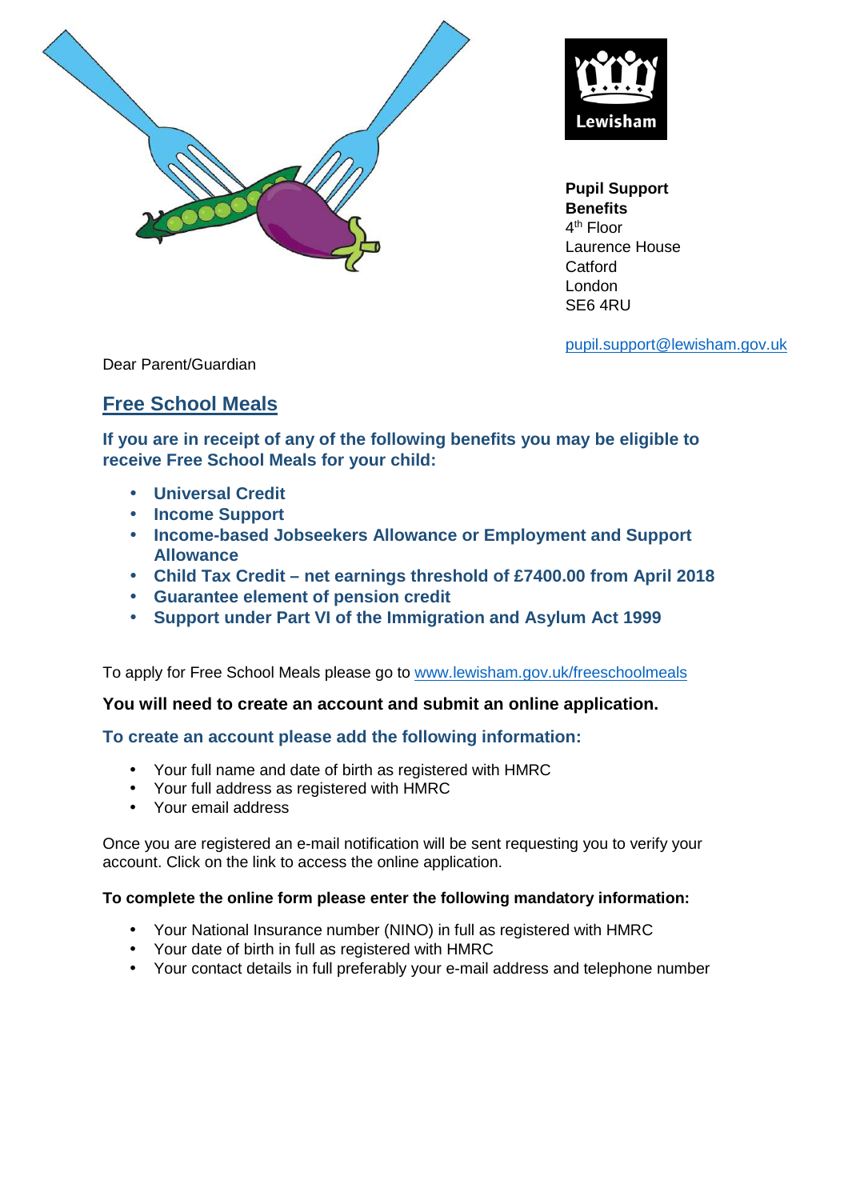Lewisham

**Pupil Support Benefits**
4th Floor
Laurence House
Catford
London
SE6 4RU

pupil.support@lewisham.gov.uk

Dear Parent/Guardian

## Free School Meals

**If you are in receipt of any of the following benefits you may be eligible to receive Free School Meals for your child:**

- **Universal Credit**
- **Income Support**
- **Income-based Jobseekers Allowance or Employment and Support Allowance**
- **Child Tax Credit – net earnings threshold of £7400.00 from April 2018**
- **Guarantee element of pension credit**
- **Support under Part VI of the Immigration and Asylum Act 1999**

To apply for Free School Meals please go to www.lewisham.gov.uk/freeschoolmeals

**You will need to create an account and submit an online application.**

**To create an account please add the following information:**

- Your full name and date of birth as registered with HMRC
- Your full address as registered with HMRC
- Your email address

Once you are registered an e-mail notification will be sent requesting you to verify your account. Click on the link to access the online application.

**To complete the online form please enter the following mandatory information:**

- Your National Insurance number (NINO) in full as registered with HMRC
- Your date of birth in full as registered with HMRC
- Your contact details in full preferably your e-mail address and telephone number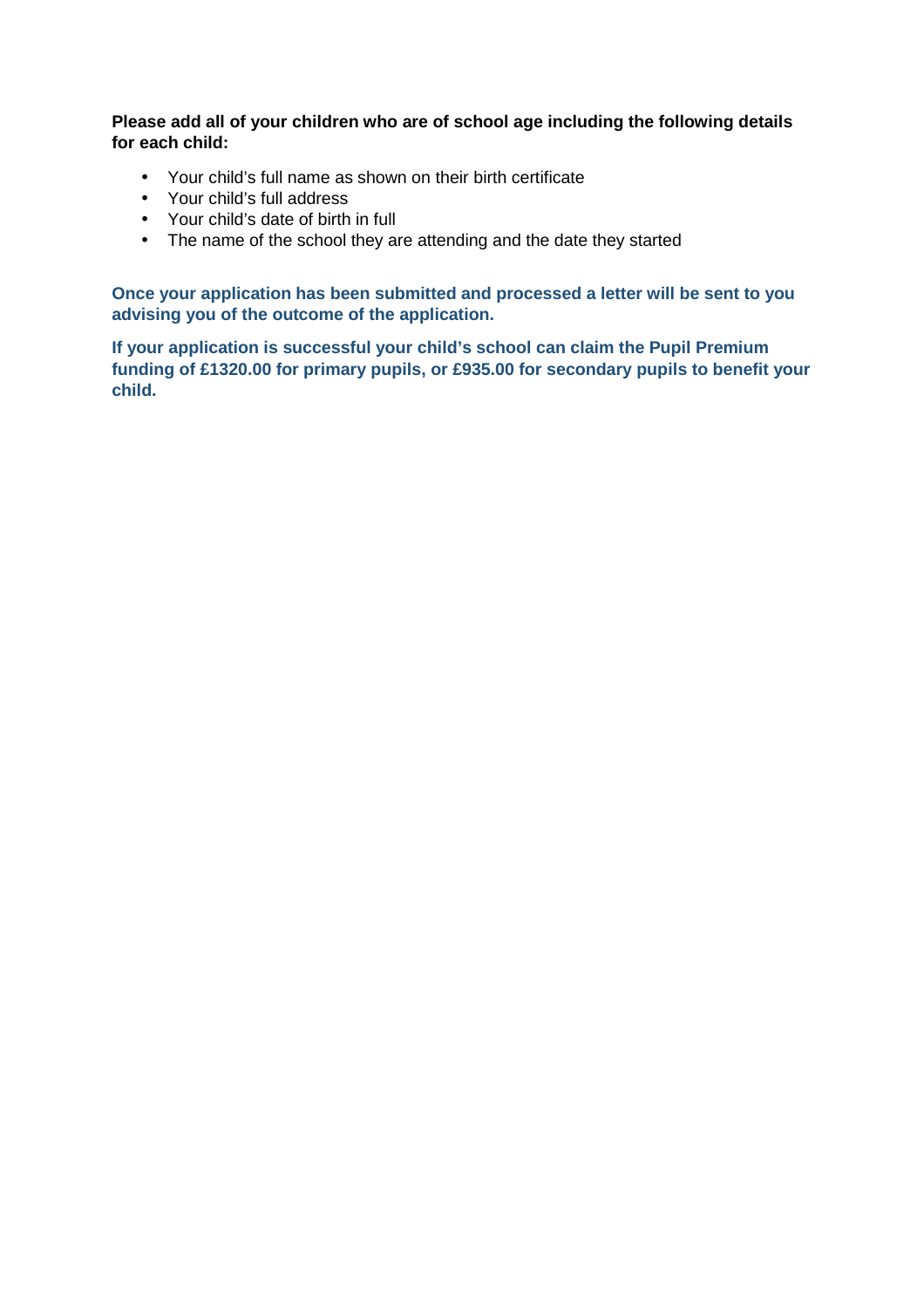**Please add all of your children who are of school age including the following details for each child:**

- Your child's full name as shown on their birth certificate
- Your child's full address
- Your child's date of birth in full
- The name of the school they are attending and the date they started

**Once your application has been submitted and processed a letter will be sent to you advising you of the outcome of the application.**

**If your application is successful your child's school can claim the Pupil Premium funding of £1320.00 for primary pupils, or £935.00 for secondary pupils to benefit your child.**